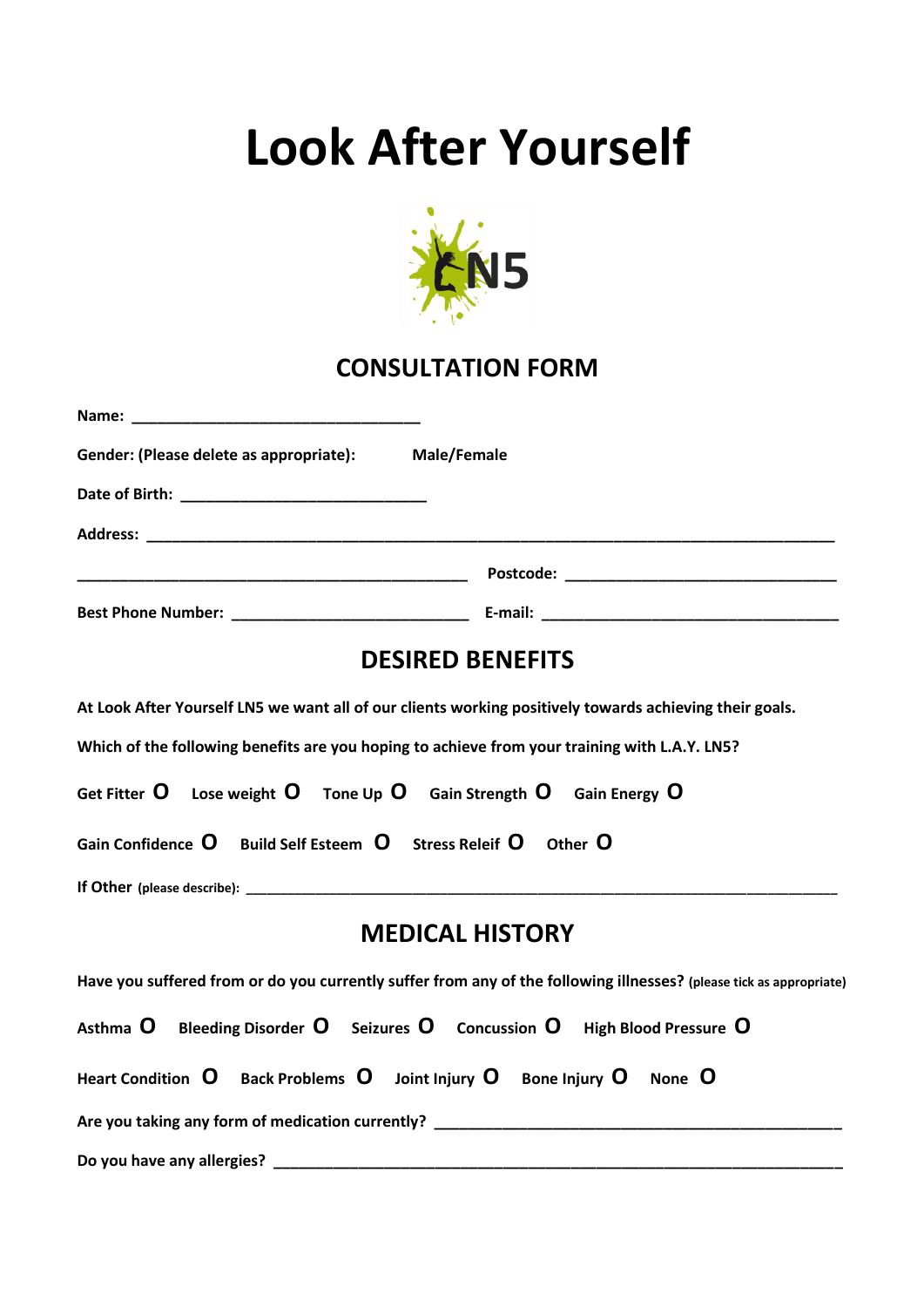# Look After Yourself

LN5

## CONSULTATION FORM

**Name:** ________________________________

**Gender: (Please delete as appropriate):** **Male/Female**

**Date of Birth:** ___________________________

**Address:** ___________________________________________________________________________

_____________________________________________ **Postcode:** ______________________________

**Best Phone Number:** __________________________ **E-mail:** _________________________________

## DESIRED BENEFITS

**At Look After Yourself LN5 we want all of our clients working positively towards achieving their goals.**

**Which of the following benefits are you hoping to achieve from your training with L.A.Y. LN5?**

**Get Fitter O  Lose weight O  Tone Up O  Gain Strength O  Gain Energy O**

**Gain Confidence O  Build Self Esteem O  Stress Releif O  Other O**

**If Other (please describe):** ___________________________________________________________________________

## MEDICAL HISTORY

**Have you suffered from or do you currently suffer from any of the following illnesses?** (please tick as appropriate)

**Asthma O  Bleeding Disorder O  Seizures O  Concussion O  High Blood Pressure O**

**Heart Condition O  Back Problems O  Joint Injury O  Bone Injury O  None O**

**Are you taking any form of medication currently?** _______________________________________________

**Do you have any allergies?** ______________________________________________________________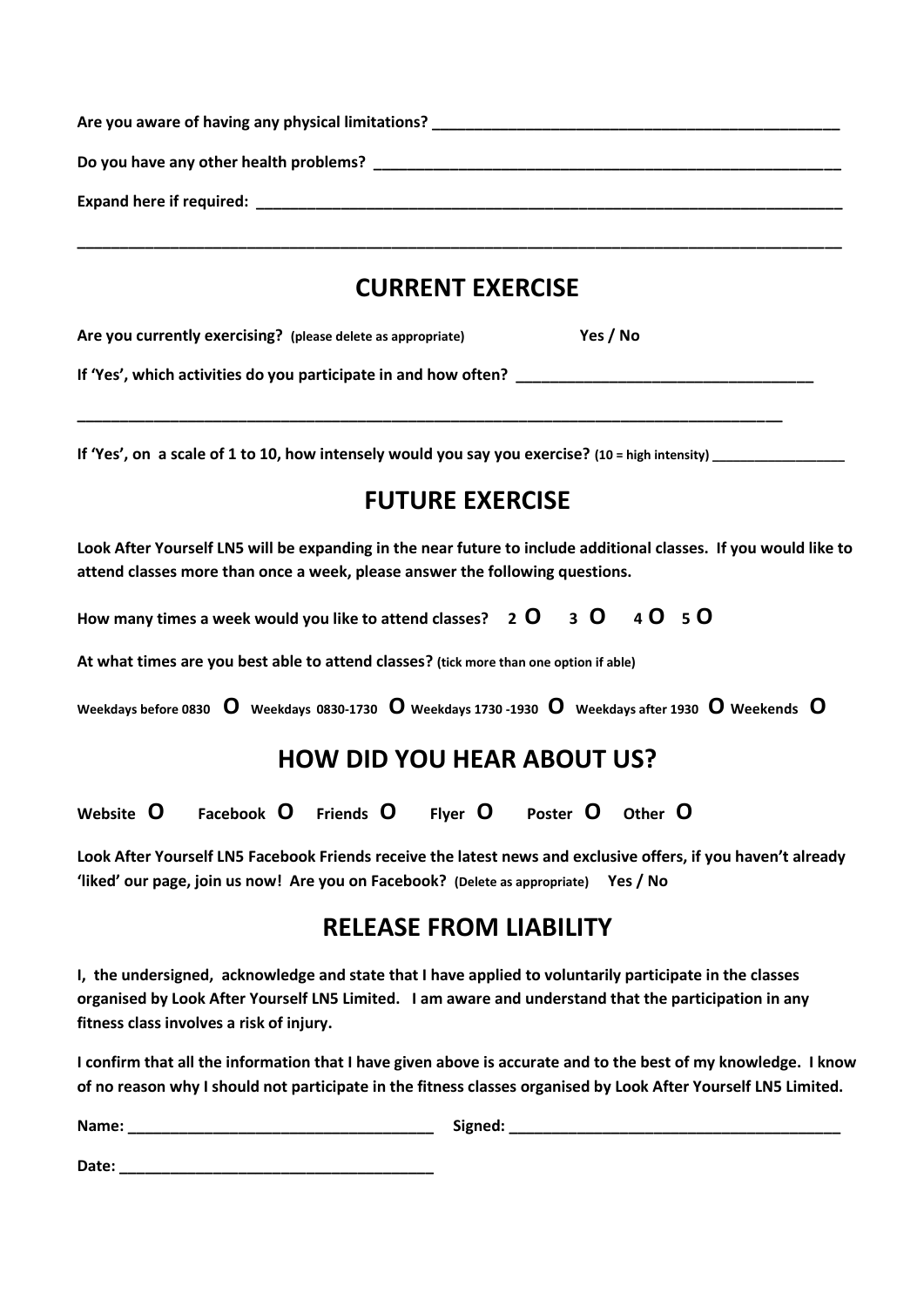**Are you aware of having any physical limitations?** ______________________________________________

**Do you have any other health problems?** ______________________________________________________

**Expand here if required:** ______________________________________________________________________

__________________________________________________________________________________________

## CURRENT EXERCISE

**Are you currently exercising?** **(please delete as appropriate)** **Yes / No**

**If 'Yes', which activities do you participate in and how often?** __________________________________

__________________________________________________________________________________

**If 'Yes', on a scale of 1 to 10, how intensely would you say you exercise?** **(10 = high intensity)** ________________

## FUTURE EXERCISE

**Look After Yourself LN5 will be expanding in the near future to include additional classes. If you would like to attend classes more than once a week, please answer the following questions.**

**How many times a week would you like to attend classes?** **2 O 3 O 4 O 5 O**

**At what times are you best able to attend classes?** **(tick more than one option if able)**

**Weekdays before 0830 O Weekdays 0830-1730 O Weekdays 1730 -1930 O Weekdays after 1930 O Weekends O**

## HOW DID YOU HEAR ABOUT US?

**Website O Facebook O Friends O Flyer O Poster O Other O**

**Look After Yourself LN5 Facebook Friends receive the latest news and exclusive offers, if you haven't already 'liked' our page, join us now! Are you on Facebook?** **(Delete as appropriate)** **Yes / No**

## RELEASE FROM LIABILITY

**I, the undersigned, acknowledge and state that I have applied to voluntarily participate in the classes organised by Look After Yourself LN5 Limited. I am aware and understand that the participation in any fitness class involves a risk of injury.**

**I confirm that all the information that I have given above is accurate and to the best of my knowledge. I know of no reason why I should not participate in the fitness classes organised by Look After Yourself LN5 Limited.**

**Name:** ___________________________________ **Signed:** ______________________________________

**Date:** _____________________________________